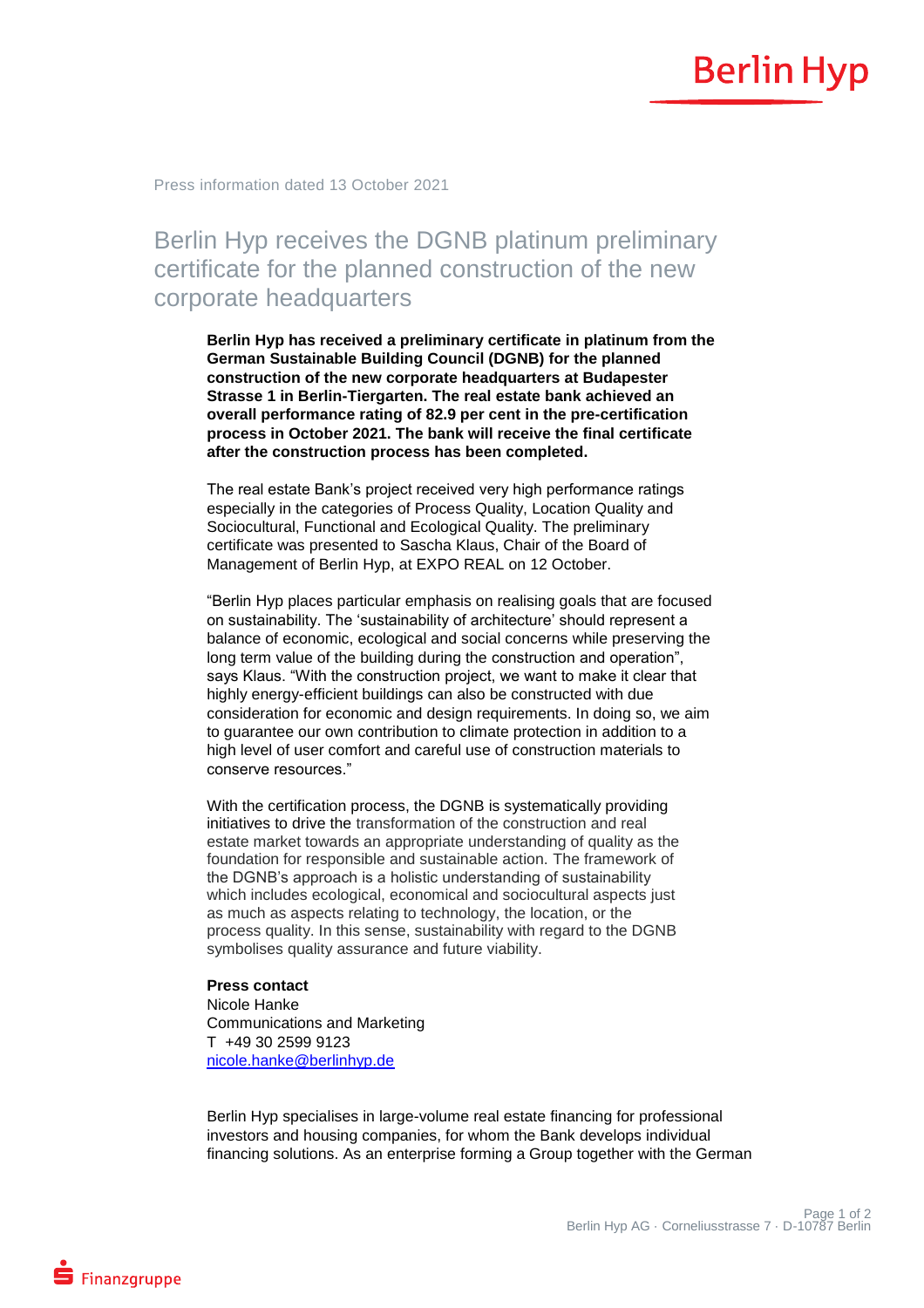Press information dated 13 October 2021

# Berlin Hyp receives the DGNB platinum preliminary certificate for the planned construction of the new corporate headquarters

**Berlin Hyp has received a preliminary certificate in platinum from the German Sustainable Building Council (DGNB) for the planned construction of the new corporate headquarters at Budapester Strasse 1 in Berlin-Tiergarten. The real estate bank achieved an overall performance rating of 82.9 per cent in the pre-certification process in October 2021. The bank will receive the final certificate after the construction process has been completed.**

The real estate Bank's project received very high performance ratings especially in the categories of Process Quality, Location Quality and Sociocultural, Functional and Ecological Quality. The preliminary certificate was presented to Sascha Klaus, Chair of the Board of Management of Berlin Hyp, at EXPO REAL on 12 October.

"Berlin Hyp places particular emphasis on realising goals that are focused on sustainability. The 'sustainability of architecture' should represent a balance of economic, ecological and social concerns while preserving the long term value of the building during the construction and operation", says Klaus. "With the construction project, we want to make it clear that highly energy-efficient buildings can also be constructed with due consideration for economic and design requirements. In doing so, we aim to guarantee our own contribution to climate protection in addition to a high level of user comfort and careful use of construction materials to conserve resources."

With the certification process, the DGNB is systematically providing initiatives to drive the transformation of the construction and real estate market towards an appropriate understanding of quality as the foundation for responsible and sustainable action. The framework of the DGNB's approach is a holistic understanding of sustainability which includes ecological, economical and sociocultural aspects just as much as aspects relating to technology, the location, or the process quality. In this sense, sustainability with regard to the DGNB symbolises quality assurance and future viability.

**Press contact**
Nicole Hanke
Communications and Marketing
T +49 30 2599 9123
nicole.hanke@berlinhyp.de

Berlin Hyp specialises in large-volume real estate financing for professional investors and housing companies, for whom the Bank develops individual financing solutions. As an enterprise forming a Group together with the German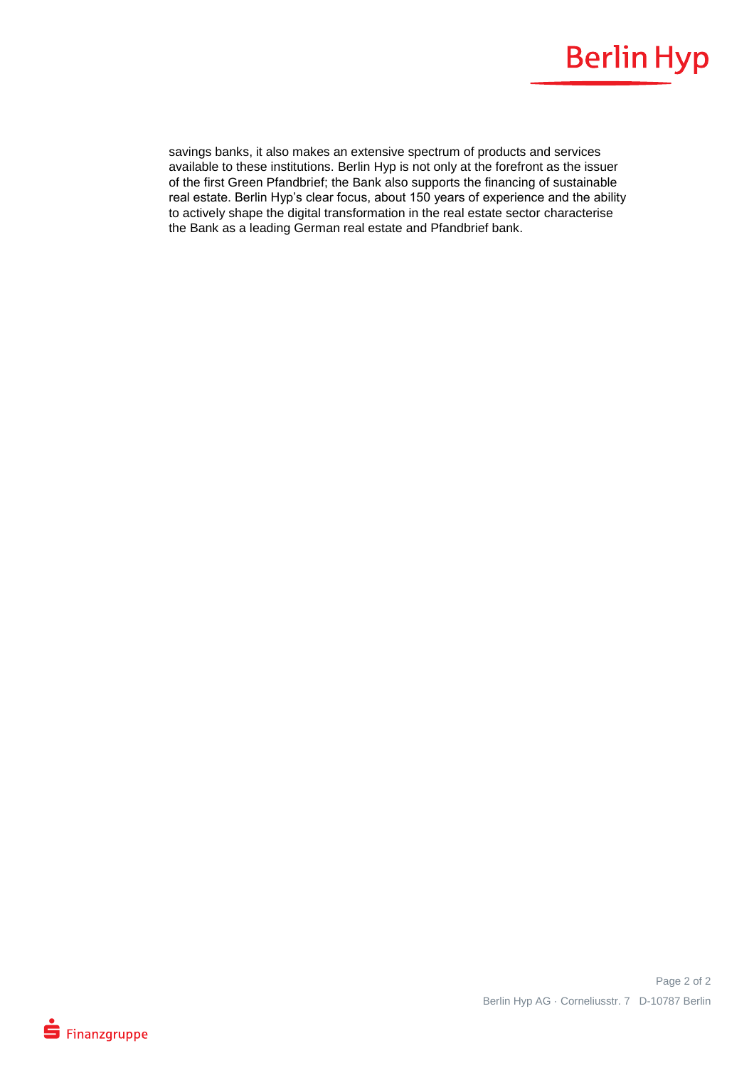savings banks, it also makes an extensive spectrum of products and services available to these institutions. Berlin Hyp is not only at the forefront as the issuer of the first Green Pfandbrief; the Bank also supports the financing of sustainable real estate. Berlin Hyp's clear focus, about 150 years of experience and the ability to actively shape the digital transformation in the real estate sector characterise the Bank as a leading German real estate and Pfandbrief bank.